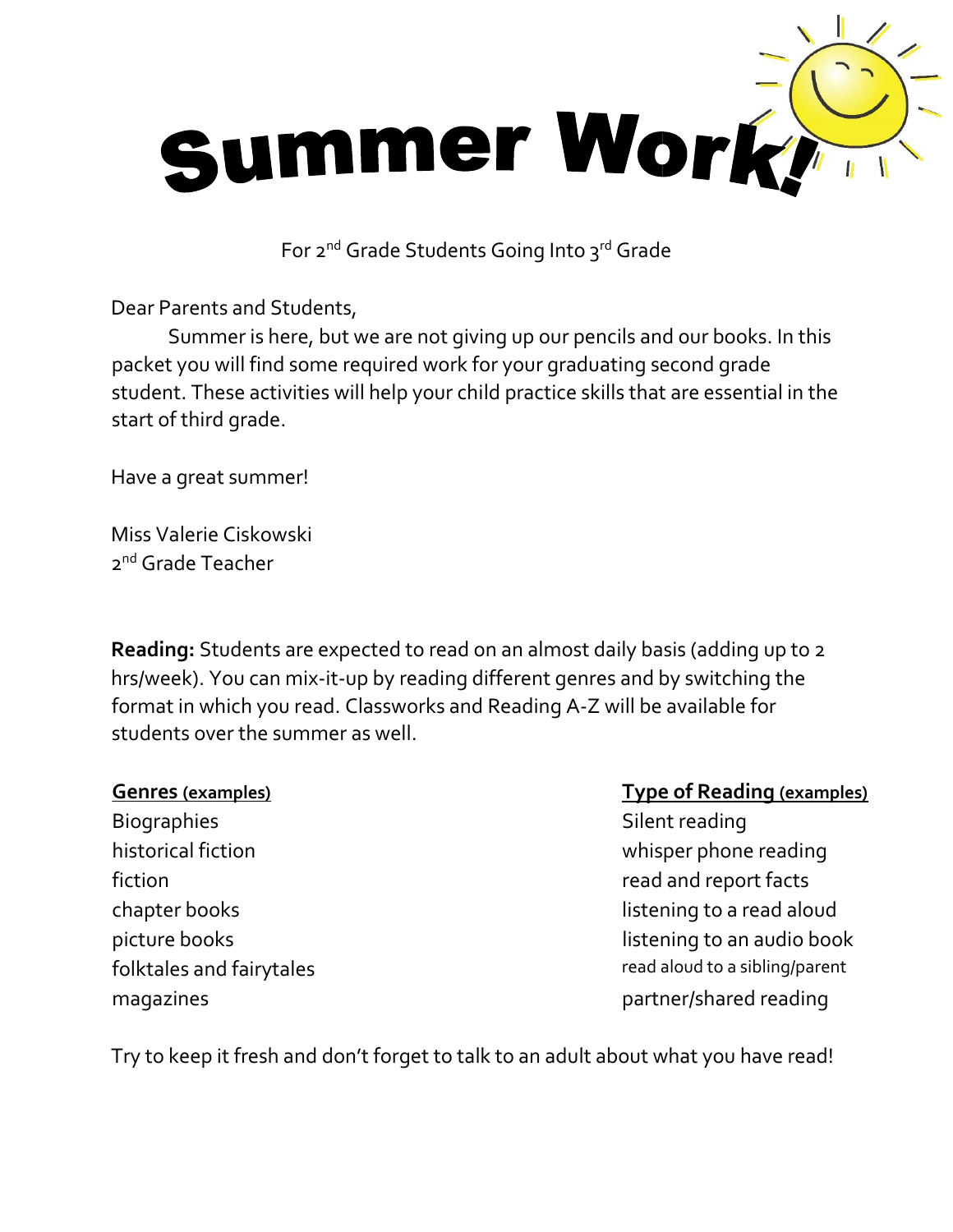# Summer Work!

For 2nd Grade Students Going Into 3rd Grade

Dear Parents and Students,

Summer is here, but we are not giving up our pencils and our books. In this packet you will find some required work for your graduating second grade student. These activities will help your child practice skills that are essential in the start of third grade.

Have a great summer!

Miss Valerie Ciskowski
2nd Grade Teacher

**Reading:** Students are expected to read on an almost daily basis (adding up to 2 hrs/week). You can mix-it-up by reading different genres and by switching the format in which you read. Classworks and Reading A-Z will be available for students over the summer as well.

| **Genres** (examples) | **Type of Reading** (examples) |
|---|---|
| Biographies | Silent reading |
| historical fiction | whisper phone reading |
| fiction | read and report facts |
| chapter books | listening to a read aloud |
| picture books | listening to an audio book |
| folktales and fairytales | read aloud to a sibling/parent |
| magazines | partner/shared reading |

Try to keep it fresh and don't forget to talk to an adult about what you have read!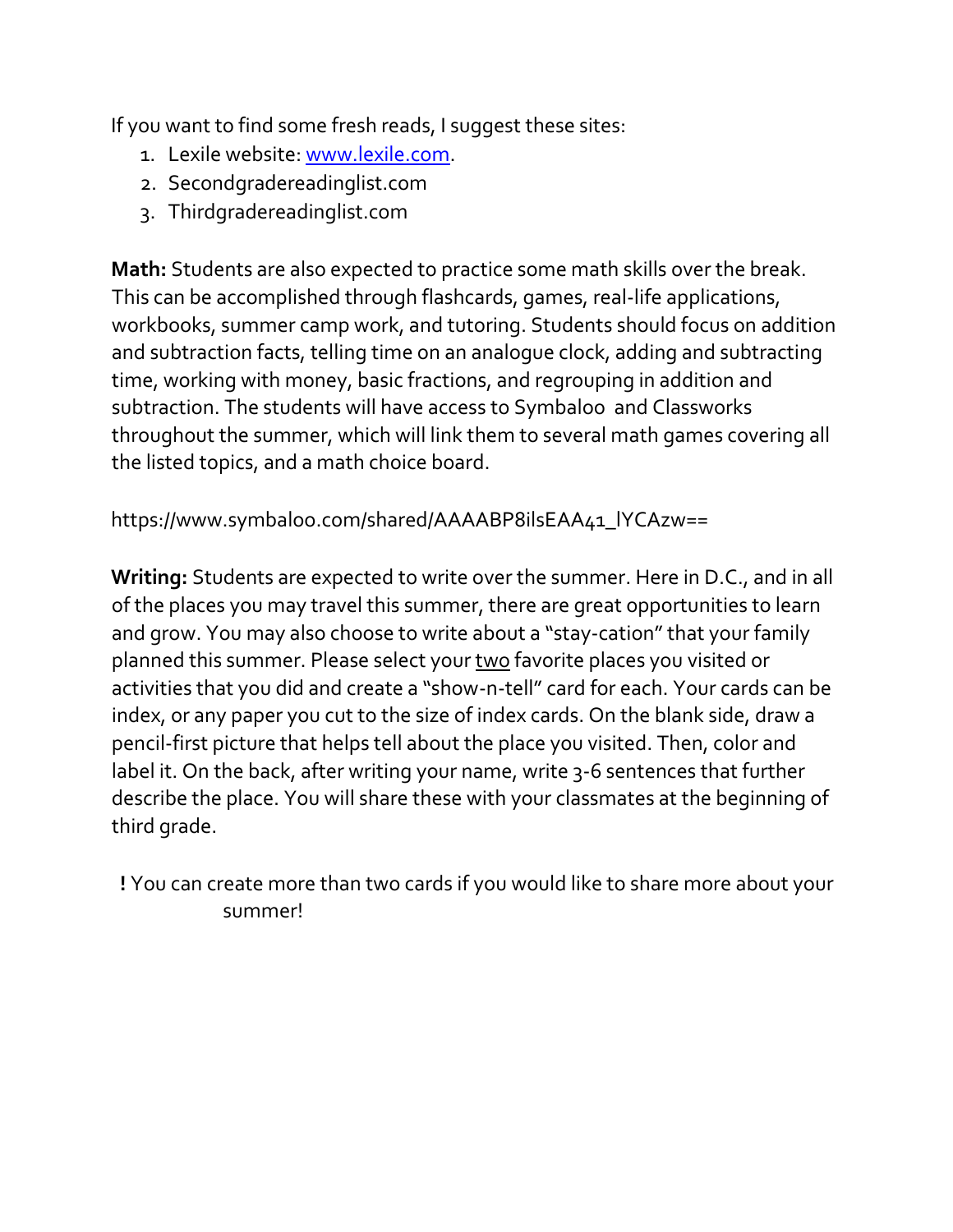If you want to find some fresh reads, I suggest these sites:

1. Lexile website: [www.lexile.com](www.lexile.com).
2. Secondgradereadinglist.com
3. Thirdgradereadinglist.com

**Math:** Students are also expected to practice some math skills over the break. This can be accomplished through flashcards, games, real-life applications, workbooks, summer camp work, and tutoring. Students should focus on addition and subtraction facts, telling time on an analogue clock, adding and subtracting time, working with money, basic fractions, and regrouping in addition and subtraction. The students will have access to Symbaloo and Classworks throughout the summer, which will link them to several math games covering all the listed topics, and a math choice board.

https://www.symbaloo.com/shared/AAAABP8ilsEAA41_lYCAzw==

**Writing:** Students are expected to write over the summer. Here in D.C., and in all of the places you may travel this summer, there are great opportunities to learn and grow. You may also choose to write about a "stay-cation" that your family planned this summer. Please select your <u>two</u> favorite places you visited or activities that you did and create a "show-n-tell" card for each. Your cards can be index, or any paper you cut to the size of index cards. On the blank side, draw a pencil-first picture that helps tell about the place you visited. Then, color and label it. On the back, after writing your name, write 3-6 sentences that further describe the place. You will share these with your classmates at the beginning of third grade.

**!** You can create more than two cards if you would like to share more about your summer!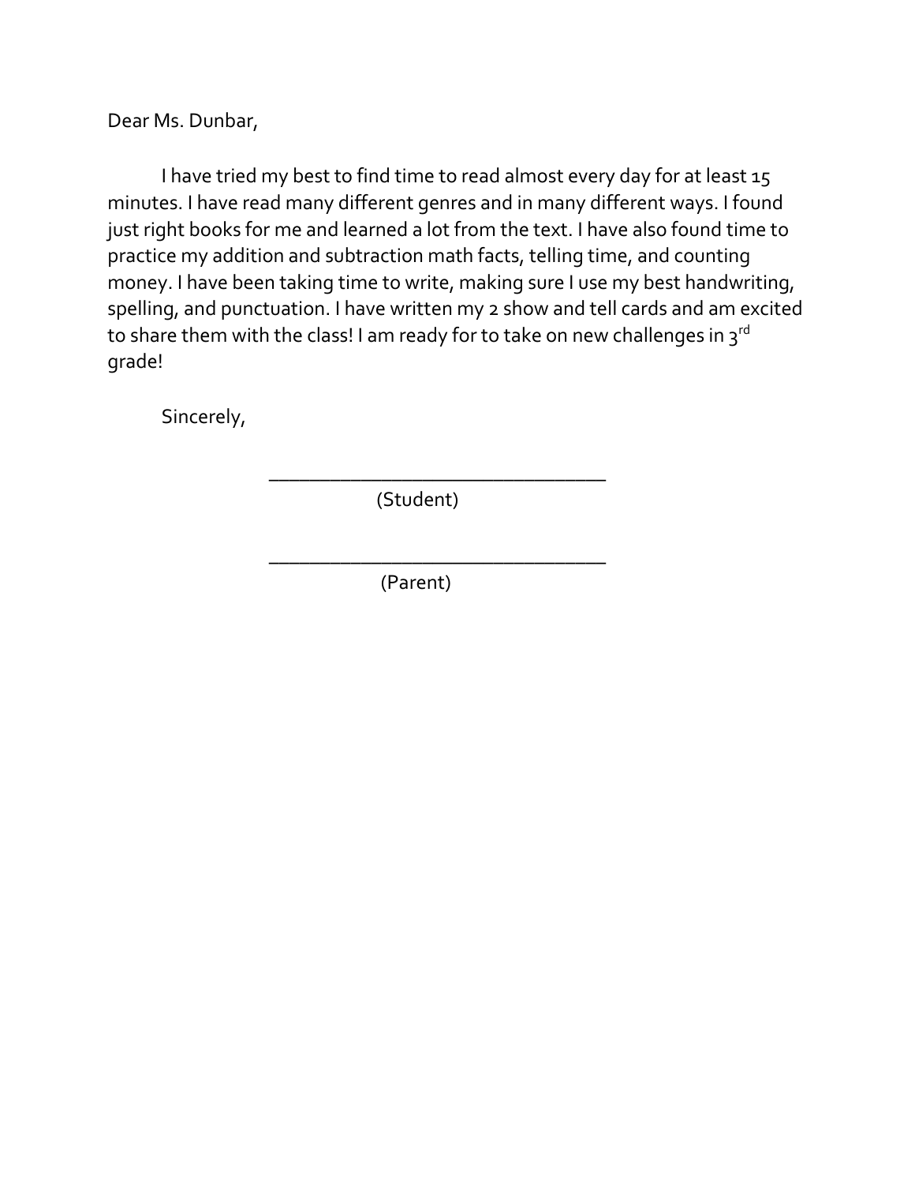Dear Ms. Dunbar,

I have tried my best to find time to read almost every day for at least 15 minutes. I have read many different genres and in many different ways. I found just right books for me and learned a lot from the text. I have also found time to practice my addition and subtraction math facts, telling time, and counting money. I have been taking time to write, making sure I use my best handwriting, spelling, and punctuation. I have written my 2 show and tell cards and am excited to share them with the class! I am ready for to take on new challenges in 3rd grade!

Sincerely,

\_\_\_\_\_\_\_\_\_\_\_\_\_\_\_\_\_\_\_\_\_\_\_\_\_\_\_\_\_\_\_\_\_\_

(Student)

\_\_\_\_\_\_\_\_\_\_\_\_\_\_\_\_\_\_\_\_\_\_\_\_\_\_\_\_\_\_\_\_\_\_

(Parent)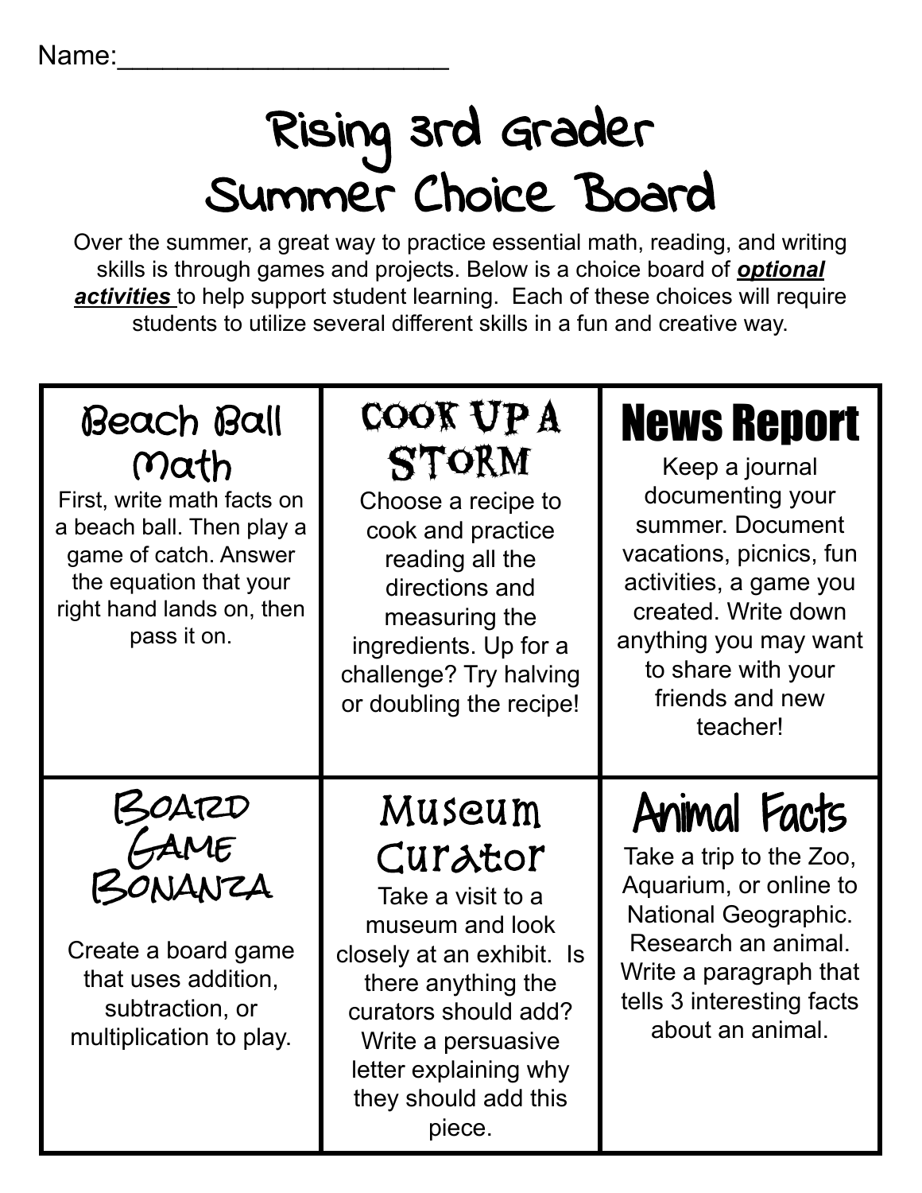Name:______________________

# Rising 3rd Grader Summer Choice Board

Over the summer, a great way to practice essential math, reading, and writing skills is through games and projects. Below is a choice board of ***optional activities*** to help support student learning. Each of these choices will require students to utilize several different skills in a fun and creative way.

| | | |
|---|---|---|
| **Beach Ball Math** First, write math facts on a beach ball. Then play a game of catch. Answer the equation that your right hand lands on, then pass it on. | **COOK UP A STORM** Choose a recipe to cook and practice reading all the directions and measuring the ingredients. Up for a challenge? Try halving or doubling the recipe! | **News Report** Keep a journal documenting your summer. Document vacations, picnics, fun activities, a game you created. Write down anything you may want to share with your friends and new teacher! |
| **BOARD GAME BONANZA** Create a board game that uses addition, subtraction, or multiplication to play. | **Museum Curator** Take a visit to a museum and look closely at an exhibit. Is there anything the curators should add? Write a persuasive letter explaining why they should add this piece. | **Animal Facts** Take a trip to the Zoo, Aquarium, or online to National Geographic. Research an animal. Write a paragraph that tells 3 interesting facts about an animal. |